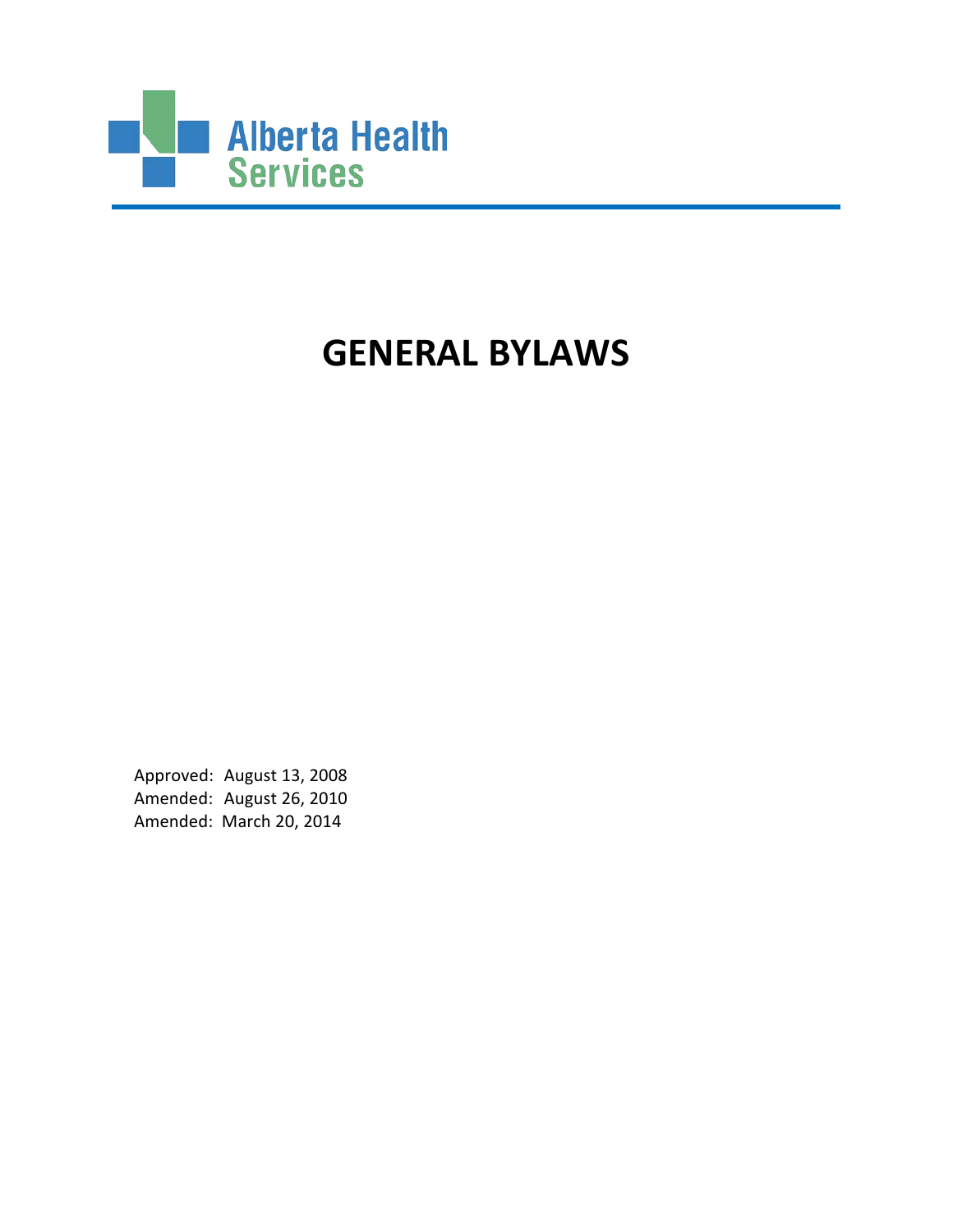Alberta Health Services

# GENERAL BYLAWS

Approved: August 13, 2008
Amended: August 26, 2010
Amended: March 20, 2014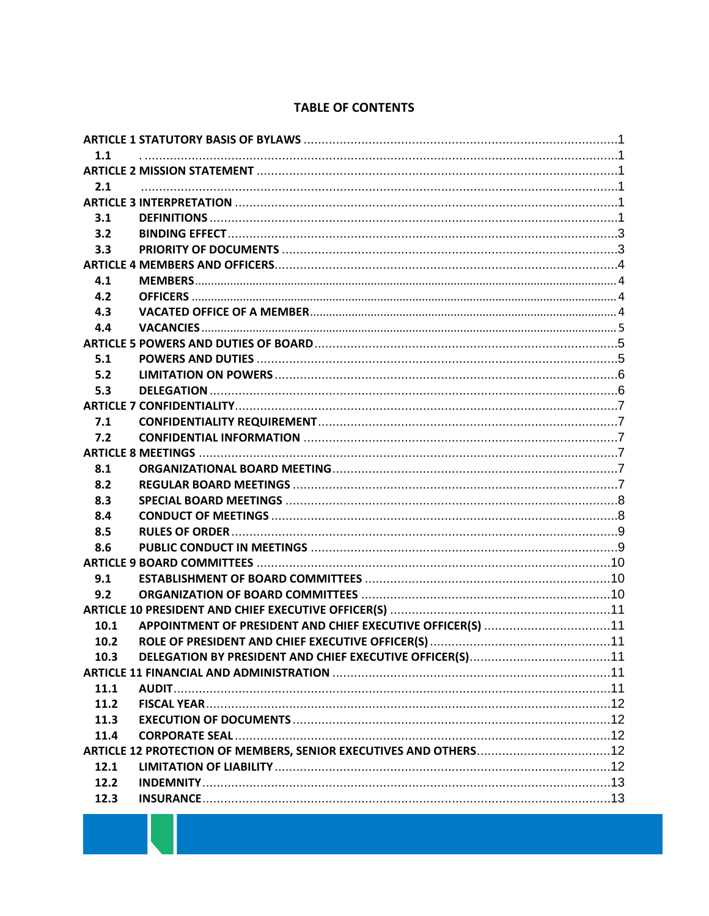# TABLE OF CONTENTS

**ARTICLE 1 STATUTORY BASIS OF BYLAWS** ....................................................................................1

**1.1** ................................................................................................................................................1

**ARTICLE 2 MISSION STATEMENT** ..................................................................................................1

**2.1** ................................................................................................................................................1

**ARTICLE 3 INTERPRETATION** ........................................................................................................1

**3.1 DEFINITIONS** ...........................................................................................................................1

**3.2 BINDING EFFECT** ....................................................................................................................3

**3.3 PRIORITY OF DOCUMENTS** .....................................................................................................3

**ARTICLE 4 MEMBERS AND OFFICERS**............................................................................................4

**4.1 MEMBERS** ..............................................................................................................................4

**4.2 OFFICERS** ...............................................................................................................................4

**4.3 VACATED OFFICE OF A MEMBER** .............................................................................................4

**4.4 VACANCIES** .............................................................................................................................5

**ARTICLE 5 POWERS AND DUTIES OF BOARD**..................................................................................5

**5.1 POWERS AND DUTIES** .............................................................................................................5

**5.2 LIMITATION ON POWERS** ........................................................................................................6

**5.3 DELEGATION** ..........................................................................................................................6

**ARTICLE 7 CONFIDENTIALITY**.........................................................................................................7

**7.1 CONFIDENTIALITY REQUIREMENT** ............................................................................................7

**7.2 CONFIDENTIAL INFORMATION** ................................................................................................7

**ARTICLE 8 MEETINGS** ....................................................................................................................7

**8.1 ORGANIZATIONAL BOARD MEETING**.........................................................................................7

**8.2 REGULAR BOARD MEETINGS** ...................................................................................................7

**8.3 SPECIAL BOARD MEETINGS** .....................................................................................................8

**8.4 CONDUCT OF MEETINGS** .........................................................................................................8

**8.5 RULES OF ORDER** ....................................................................................................................9

**8.6 PUBLIC CONDUCT IN MEETINGS** ..............................................................................................9

**ARTICLE 9 BOARD COMMITTEES** ..................................................................................................10

**9.1 ESTABLISHMENT OF BOARD COMMITTEES** .............................................................................10

**9.2 ORGANIZATION OF BOARD COMMITTEES** ..............................................................................10

**ARTICLE 10 PRESIDENT AND CHIEF EXECUTIVE OFFICER(S)** .........................................................11

**10.1 APPOINTMENT OF PRESIDENT AND CHIEF EXECUTIVE OFFICER(S)** ..........................................11

**10.2 ROLE OF PRESIDENT AND CHIEF EXECUTIVE OFFICER(S)** ..........................................................11

**10.3 DELEGATION BY PRESIDENT AND CHIEF EXECUTIVE OFFICER(S)**................................................11

**ARTICLE 11 FINANCIAL AND ADMINISTRATION** ..........................................................................11

**11.1 AUDIT** ...................................................................................................................................11

**11.2 FISCAL YEAR** ..........................................................................................................................12

**11.3 EXECUTION OF DOCUMENTS** ..................................................................................................12

**11.4 CORPORATE SEAL** ..................................................................................................................12

**ARTICLE 12 PROTECTION OF MEMBERS, SENIOR EXECUTIVES AND OTHERS**.................................12

**12.1 LIMITATION OF LIABILITY** .......................................................................................................12

**12.2 INDEMNITY** ...........................................................................................................................13

**12.3 INSURANCE** ...........................................................................................................................13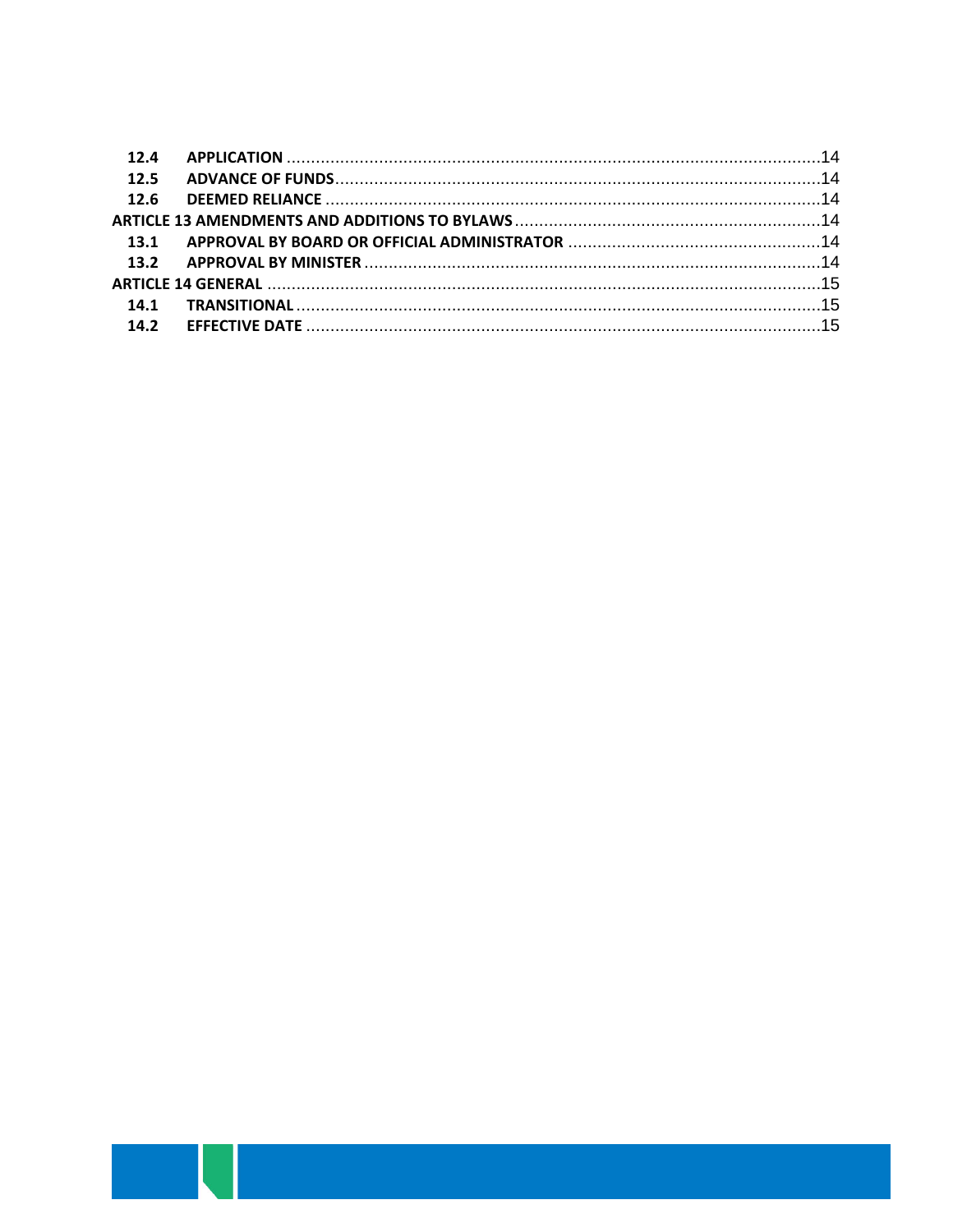| | | |
|---|---|---|
| **12.4** | **APPLICATION** | 14 |
| **12.5** | **ADVANCE OF FUNDS** | 14 |
| **12.6** | **DEEMED RELIANCE** | 14 |
| **ARTICLE 13 AMENDMENTS AND ADDITIONS TO BYLAWS** | | 14 |
| **13.1** | **APPROVAL BY BOARD OR OFFICIAL ADMINISTRATOR** | 14 |
| **13.2** | **APPROVAL BY MINISTER** | 14 |
| **ARTICLE 14 GENERAL** | | 15 |
| **14.1** | **TRANSITIONAL** | 15 |
| **14.2** | **EFFECTIVE DATE** | 15 |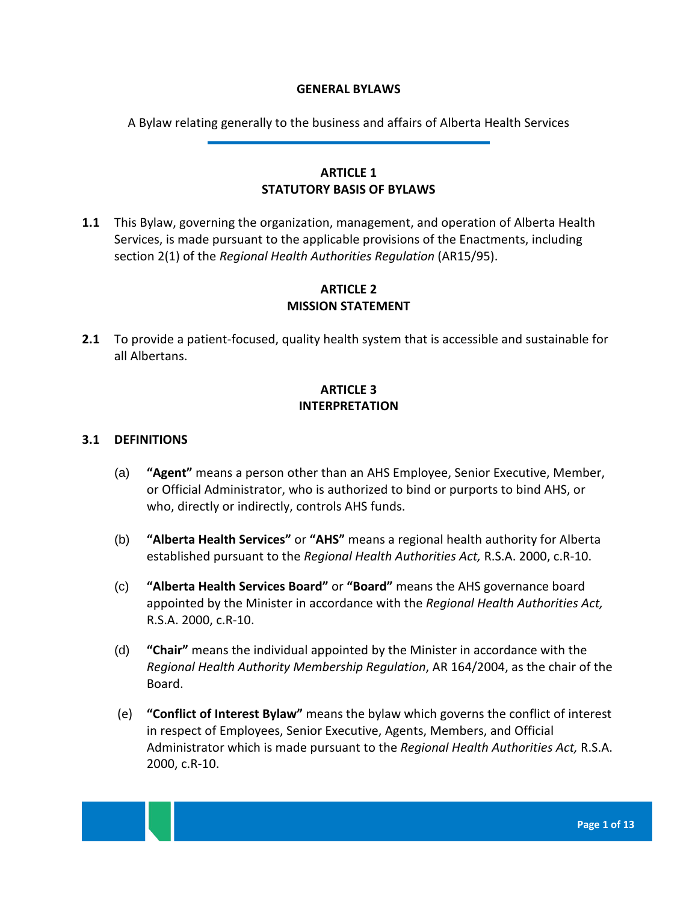# GENERAL BYLAWS

A Bylaw relating generally to the business and affairs of Alberta Health Services

## ARTICLE 1
## STATUTORY BASIS OF BYLAWS

**1.1** This Bylaw, governing the organization, management, and operation of Alberta Health Services, is made pursuant to the applicable provisions of the Enactments, including section 2(1) of the *Regional Health Authorities Regulation* (AR15/95).

## ARTICLE 2
## MISSION STATEMENT

**2.1** To provide a patient-focused, quality health system that is accessible and sustainable for all Albertans.

## ARTICLE 3
## INTERPRETATION

### 3.1 DEFINITIONS

(a) **"Agent"** means a person other than an AHS Employee, Senior Executive, Member, or Official Administrator, who is authorized to bind or purports to bind AHS, or who, directly or indirectly, controls AHS funds.

(b) **"Alberta Health Services"** or **"AHS"** means a regional health authority for Alberta established pursuant to the *Regional Health Authorities Act,* R.S.A. 2000, c.R-10.

(c) **"Alberta Health Services Board"** or **"Board"** means the AHS governance board appointed by the Minister in accordance with the *Regional Health Authorities Act,* R.S.A. 2000, c.R-10.

(d) **"Chair"** means the individual appointed by the Minister in accordance with the *Regional Health Authority Membership Regulation*, AR 164/2004, as the chair of the Board.

(e) **"Conflict of Interest Bylaw"** means the bylaw which governs the conflict of interest in respect of Employees, Senior Executive, Agents, Members, and Official Administrator which is made pursuant to the *Regional Health Authorities Act,* R.S.A. 2000, c.R-10.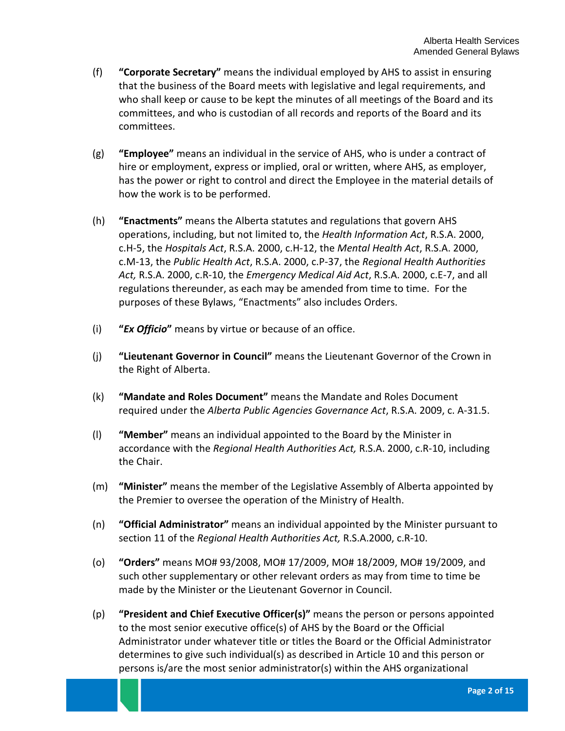(f) **"Corporate Secretary"** means the individual employed by AHS to assist in ensuring that the business of the Board meets with legislative and legal requirements, and who shall keep or cause to be kept the minutes of all meetings of the Board and its committees, and who is custodian of all records and reports of the Board and its committees.

(g) **"Employee"** means an individual in the service of AHS, who is under a contract of hire or employment, express or implied, oral or written, where AHS, as employer, has the power or right to control and direct the Employee in the material details of how the work is to be performed.

(h) **"Enactments"** means the Alberta statutes and regulations that govern AHS operations, including, but not limited to, the *Health Information Act*, R.S.A. 2000, c.H-5, the *Hospitals Act*, R.S.A. 2000, c.H-12, the *Mental Health Act*, R.S.A. 2000, c.M-13, the *Public Health Act*, R.S.A. 2000, c.P-37, the *Regional Health Authorities Act,* R.S.A. 2000, c.R-10, the *Emergency Medical Aid Act*, R.S.A. 2000, c.E-7, and all regulations thereunder, as each may be amended from time to time. For the purposes of these Bylaws, "Enactments" also includes Orders.

(i) **"*Ex Officio*"** means by virtue or because of an office.

(j) **"Lieutenant Governor in Council"** means the Lieutenant Governor of the Crown in the Right of Alberta.

(k) **"Mandate and Roles Document"** means the Mandate and Roles Document required under the *Alberta Public Agencies Governance Act*, R.S.A. 2009, c. A-31.5.

(l) **"Member"** means an individual appointed to the Board by the Minister in accordance with the *Regional Health Authorities Act,* R.S.A. 2000, c.R-10, including the Chair.

(m) **"Minister"** means the member of the Legislative Assembly of Alberta appointed by the Premier to oversee the operation of the Ministry of Health.

(n) **"Official Administrator"** means an individual appointed by the Minister pursuant to section 11 of the *Regional Health Authorities Act,* R.S.A.2000, c.R-10.

(o) **"Orders"** means MO# 93/2008, MO# 17/2009, MO# 18/2009, MO# 19/2009, and such other supplementary or other relevant orders as may from time to time be made by the Minister or the Lieutenant Governor in Council.

(p) **"President and Chief Executive Officer(s)"** means the person or persons appointed to the most senior executive office(s) of AHS by the Board or the Official Administrator under whatever title or titles the Board or the Official Administrator determines to give such individual(s) as described in Article 10 and this person or persons is/are the most senior administrator(s) within the AHS organizational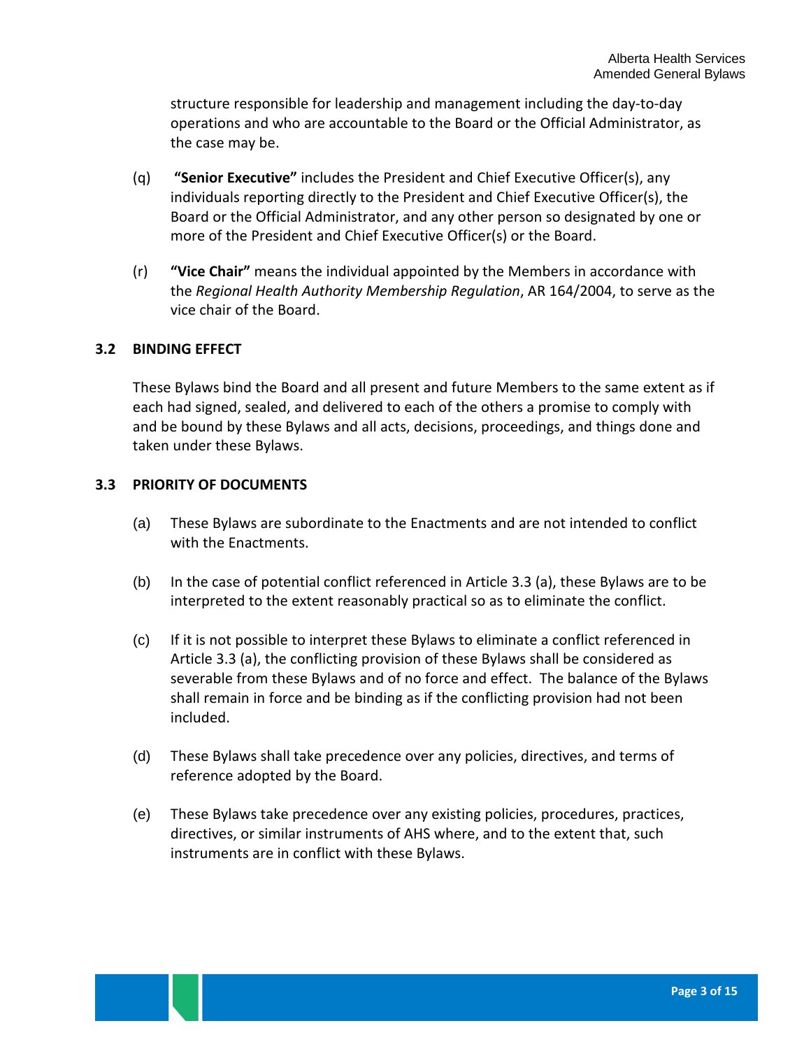structure responsible for leadership and management including the day-to-day operations and who are accountable to the Board or the Official Administrator, as the case may be.

(q) **"Senior Executive"** includes the President and Chief Executive Officer(s), any individuals reporting directly to the President and Chief Executive Officer(s), the Board or the Official Administrator, and any other person so designated by one or more of the President and Chief Executive Officer(s) or the Board.

(r) **"Vice Chair"** means the individual appointed by the Members in accordance with the *Regional Health Authority Membership Regulation*, AR 164/2004, to serve as the vice chair of the Board.

### 3.2 BINDING EFFECT

These Bylaws bind the Board and all present and future Members to the same extent as if each had signed, sealed, and delivered to each of the others a promise to comply with and be bound by these Bylaws and all acts, decisions, proceedings, and things done and taken under these Bylaws.

### 3.3 PRIORITY OF DOCUMENTS

(a) These Bylaws are subordinate to the Enactments and are not intended to conflict with the Enactments.

(b) In the case of potential conflict referenced in Article 3.3 (a), these Bylaws are to be interpreted to the extent reasonably practical so as to eliminate the conflict.

(c) If it is not possible to interpret these Bylaws to eliminate a conflict referenced in Article 3.3 (a), the conflicting provision of these Bylaws shall be considered as severable from these Bylaws and of no force and effect. The balance of the Bylaws shall remain in force and be binding as if the conflicting provision had not been included.

(d) These Bylaws shall take precedence over any policies, directives, and terms of reference adopted by the Board.

(e) These Bylaws take precedence over any existing policies, procedures, practices, directives, or similar instruments of AHS where, and to the extent that, such instruments are in conflict with these Bylaws.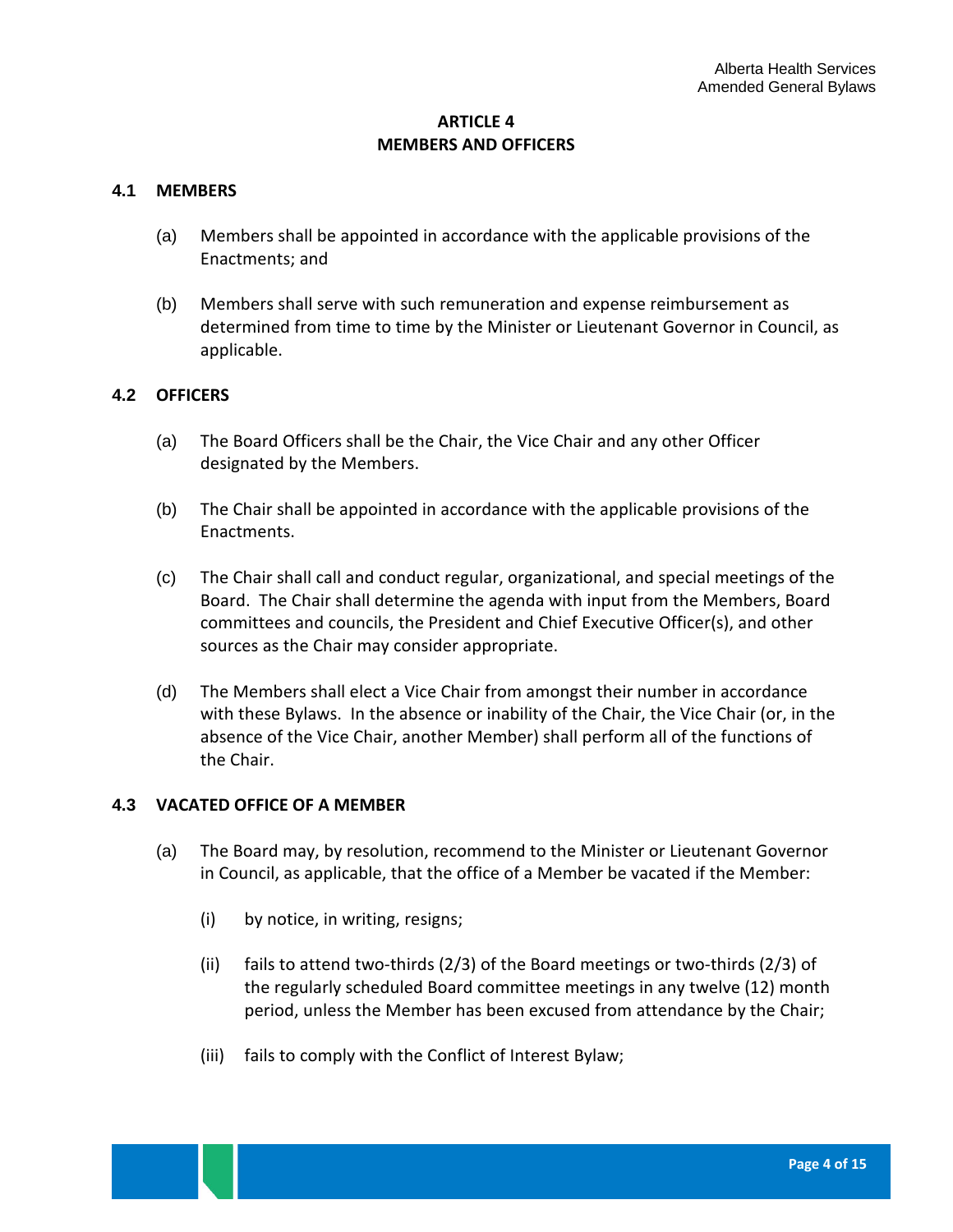# ARTICLE 4
# MEMBERS AND OFFICERS

## 4.1 MEMBERS

(a) Members shall be appointed in accordance with the applicable provisions of the Enactments; and

(b) Members shall serve with such remuneration and expense reimbursement as determined from time to time by the Minister or Lieutenant Governor in Council, as applicable.

## 4.2 OFFICERS

(a) The Board Officers shall be the Chair, the Vice Chair and any other Officer designated by the Members.

(b) The Chair shall be appointed in accordance with the applicable provisions of the Enactments.

(c) The Chair shall call and conduct regular, organizational, and special meetings of the Board. The Chair shall determine the agenda with input from the Members, Board committees and councils, the President and Chief Executive Officer(s), and other sources as the Chair may consider appropriate.

(d) The Members shall elect a Vice Chair from amongst their number in accordance with these Bylaws. In the absence or inability of the Chair, the Vice Chair (or, in the absence of the Vice Chair, another Member) shall perform all of the functions of the Chair.

## 4.3 VACATED OFFICE OF A MEMBER

(a) The Board may, by resolution, recommend to the Minister or Lieutenant Governor in Council, as applicable, that the office of a Member be vacated if the Member:

   (i) by notice, in writing, resigns;

   (ii) fails to attend two-thirds (2/3) of the Board meetings or two-thirds (2/3) of the regularly scheduled Board committee meetings in any twelve (12) month period, unless the Member has been excused from attendance by the Chair;

   (iii) fails to comply with the Conflict of Interest Bylaw;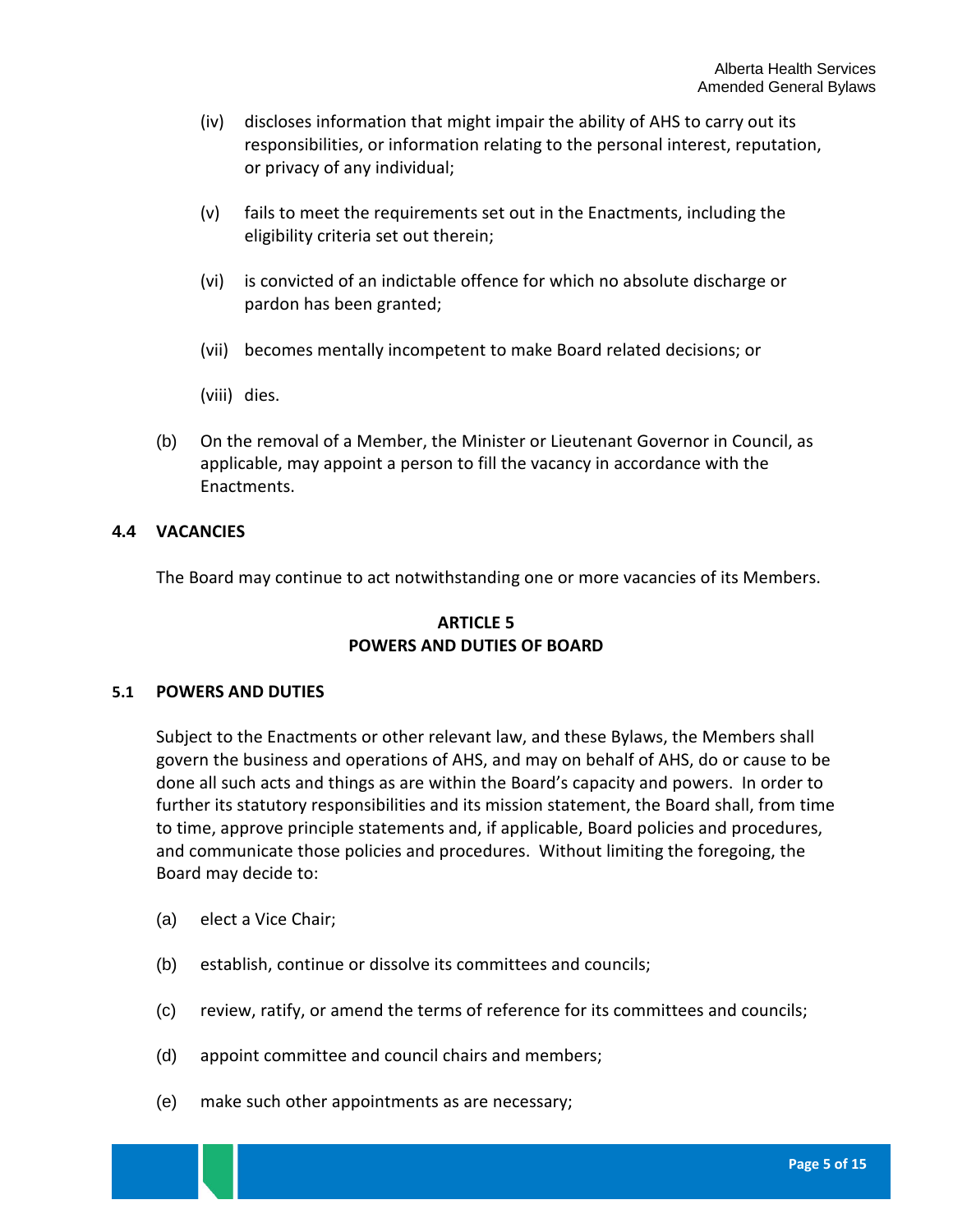(iv) discloses information that might impair the ability of AHS to carry out its responsibilities, or information relating to the personal interest, reputation, or privacy of any individual;

(v) fails to meet the requirements set out in the Enactments, including the eligibility criteria set out therein;

(vi) is convicted of an indictable offence for which no absolute discharge or pardon has been granted;

(vii) becomes mentally incompetent to make Board related decisions; or

(viii) dies.

(b) On the removal of a Member, the Minister or Lieutenant Governor in Council, as applicable, may appoint a person to fill the vacancy in accordance with the Enactments.

### 4.4 VACANCIES

The Board may continue to act notwithstanding one or more vacancies of its Members.

## ARTICLE 5
## POWERS AND DUTIES OF BOARD

### 5.1 POWERS AND DUTIES

Subject to the Enactments or other relevant law, and these Bylaws, the Members shall govern the business and operations of AHS, and may on behalf of AHS, do or cause to be done all such acts and things as are within the Board's capacity and powers. In order to further its statutory responsibilities and its mission statement, the Board shall, from time to time, approve principle statements and, if applicable, Board policies and procedures, and communicate those policies and procedures. Without limiting the foregoing, the Board may decide to:

(a) elect a Vice Chair;

(b) establish, continue or dissolve its committees and councils;

(c) review, ratify, or amend the terms of reference for its committees and councils;

(d) appoint committee and council chairs and members;

(e) make such other appointments as are necessary;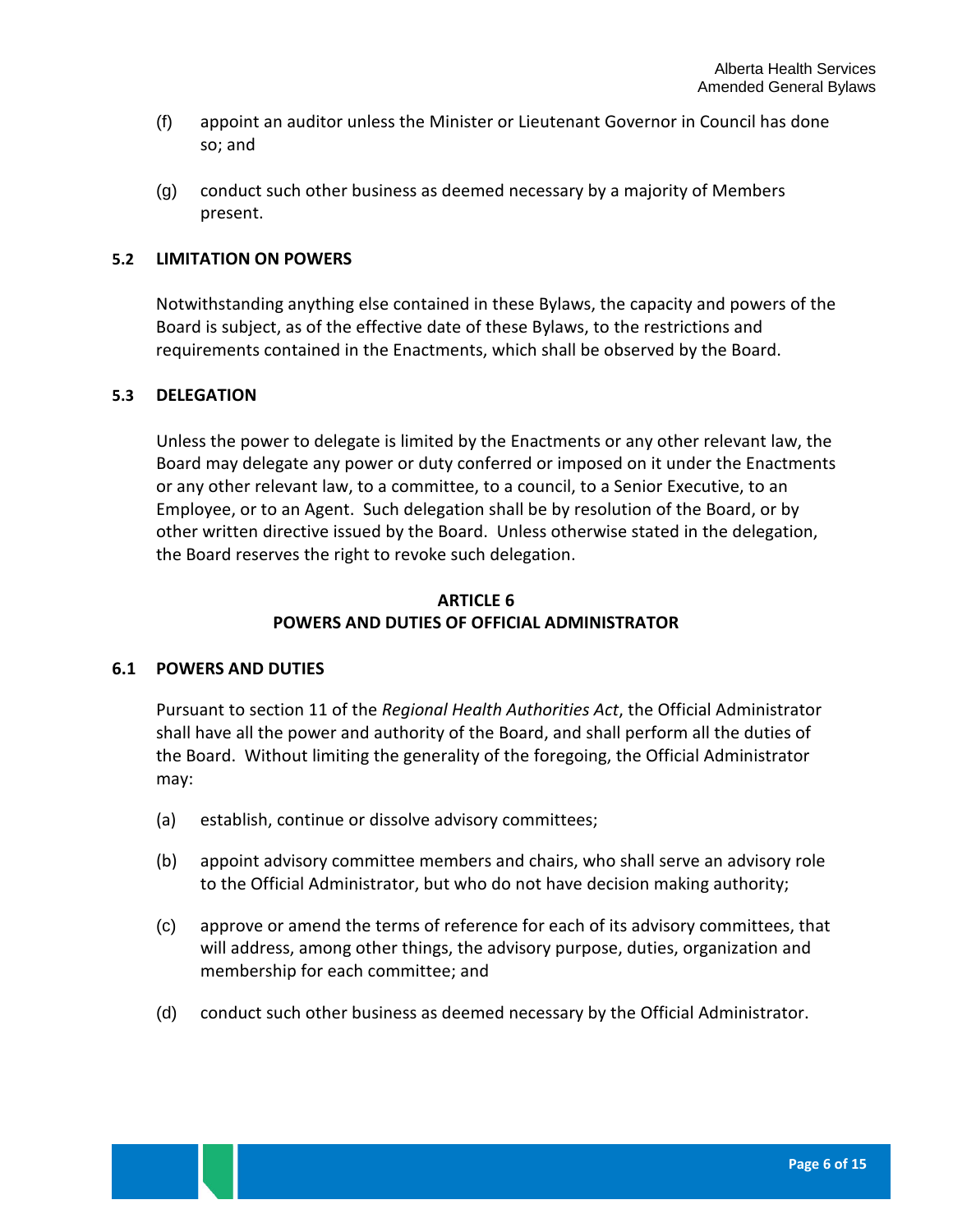(f) appoint an auditor unless the Minister or Lieutenant Governor in Council has done so; and

(g) conduct such other business as deemed necessary by a majority of Members present.

**5.2 LIMITATION ON POWERS**

Notwithstanding anything else contained in these Bylaws, the capacity and powers of the Board is subject, as of the effective date of these Bylaws, to the restrictions and requirements contained in the Enactments, which shall be observed by the Board.

**5.3 DELEGATION**

Unless the power to delegate is limited by the Enactments or any other relevant law, the Board may delegate any power or duty conferred or imposed on it under the Enactments or any other relevant law, to a committee, to a council, to a Senior Executive, to an Employee, or to an Agent. Such delegation shall be by resolution of the Board, or by other written directive issued by the Board. Unless otherwise stated in the delegation, the Board reserves the right to revoke such delegation.

## ARTICLE 6
## POWERS AND DUTIES OF OFFICIAL ADMINISTRATOR

**6.1 POWERS AND DUTIES**

Pursuant to section 11 of the *Regional Health Authorities Act*, the Official Administrator shall have all the power and authority of the Board, and shall perform all the duties of the Board. Without limiting the generality of the foregoing, the Official Administrator may:

(a) establish, continue or dissolve advisory committees;

(b) appoint advisory committee members and chairs, who shall serve an advisory role to the Official Administrator, but who do not have decision making authority;

(c) approve or amend the terms of reference for each of its advisory committees, that will address, among other things, the advisory purpose, duties, organization and membership for each committee; and

(d) conduct such other business as deemed necessary by the Official Administrator.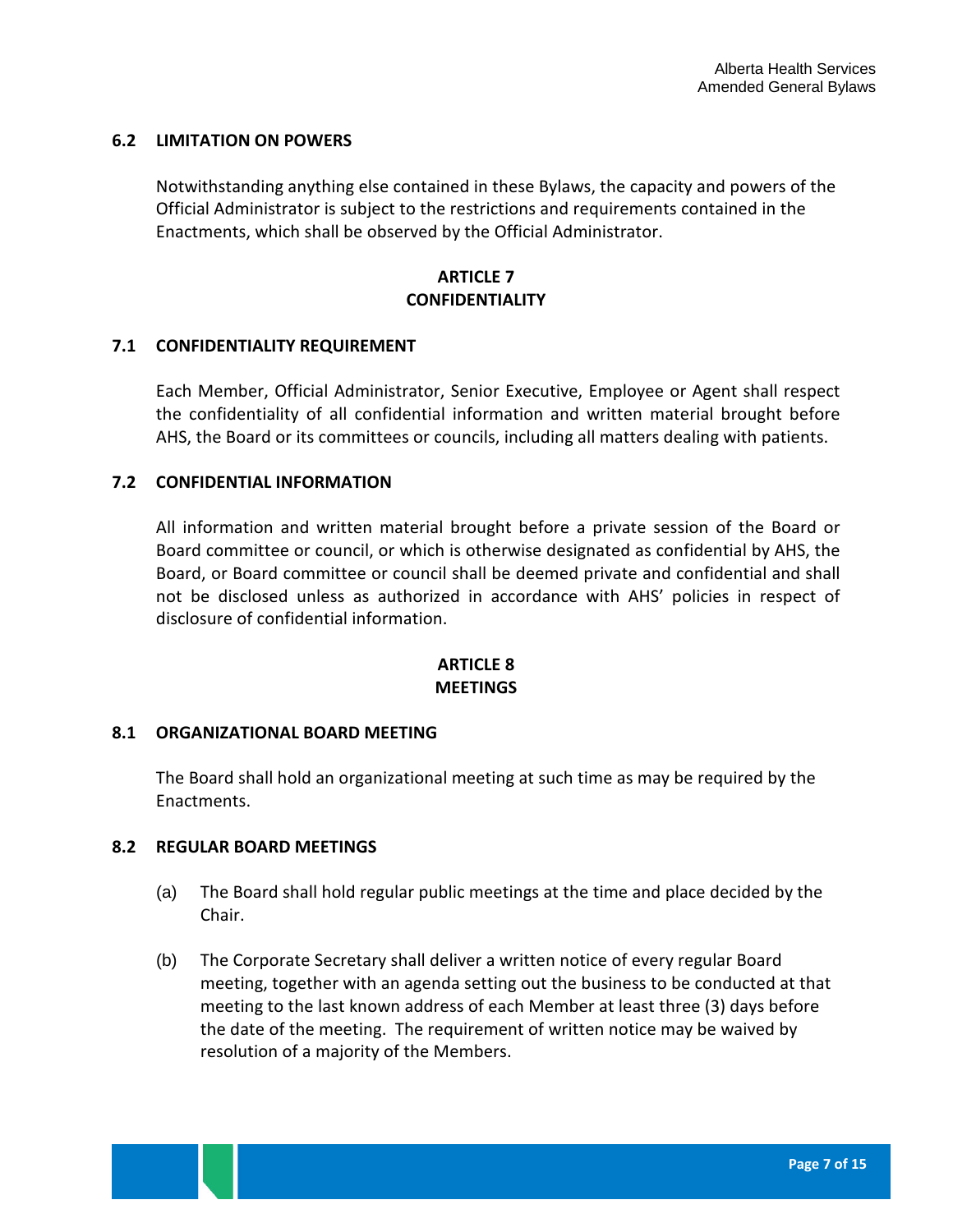### 6.2 LIMITATION ON POWERS

Notwithstanding anything else contained in these Bylaws, the capacity and powers of the Official Administrator is subject to the restrictions and requirements contained in the Enactments, which shall be observed by the Official Administrator.

## ARTICLE 7
## CONFIDENTIALITY

### 7.1 CONFIDENTIALITY REQUIREMENT

Each Member, Official Administrator, Senior Executive, Employee or Agent shall respect the confidentiality of all confidential information and written material brought before AHS, the Board or its committees or councils, including all matters dealing with patients.

### 7.2 CONFIDENTIAL INFORMATION

All information and written material brought before a private session of the Board or Board committee or council, or which is otherwise designated as confidential by AHS, the Board, or Board committee or council shall be deemed private and confidential and shall not be disclosed unless as authorized in accordance with AHS' policies in respect of disclosure of confidential information.

## ARTICLE 8
## MEETINGS

### 8.1 ORGANIZATIONAL BOARD MEETING

The Board shall hold an organizational meeting at such time as may be required by the Enactments.

### 8.2 REGULAR BOARD MEETINGS

(a) The Board shall hold regular public meetings at the time and place decided by the Chair.

(b) The Corporate Secretary shall deliver a written notice of every regular Board meeting, together with an agenda setting out the business to be conducted at that meeting to the last known address of each Member at least three (3) days before the date of the meeting. The requirement of written notice may be waived by resolution of a majority of the Members.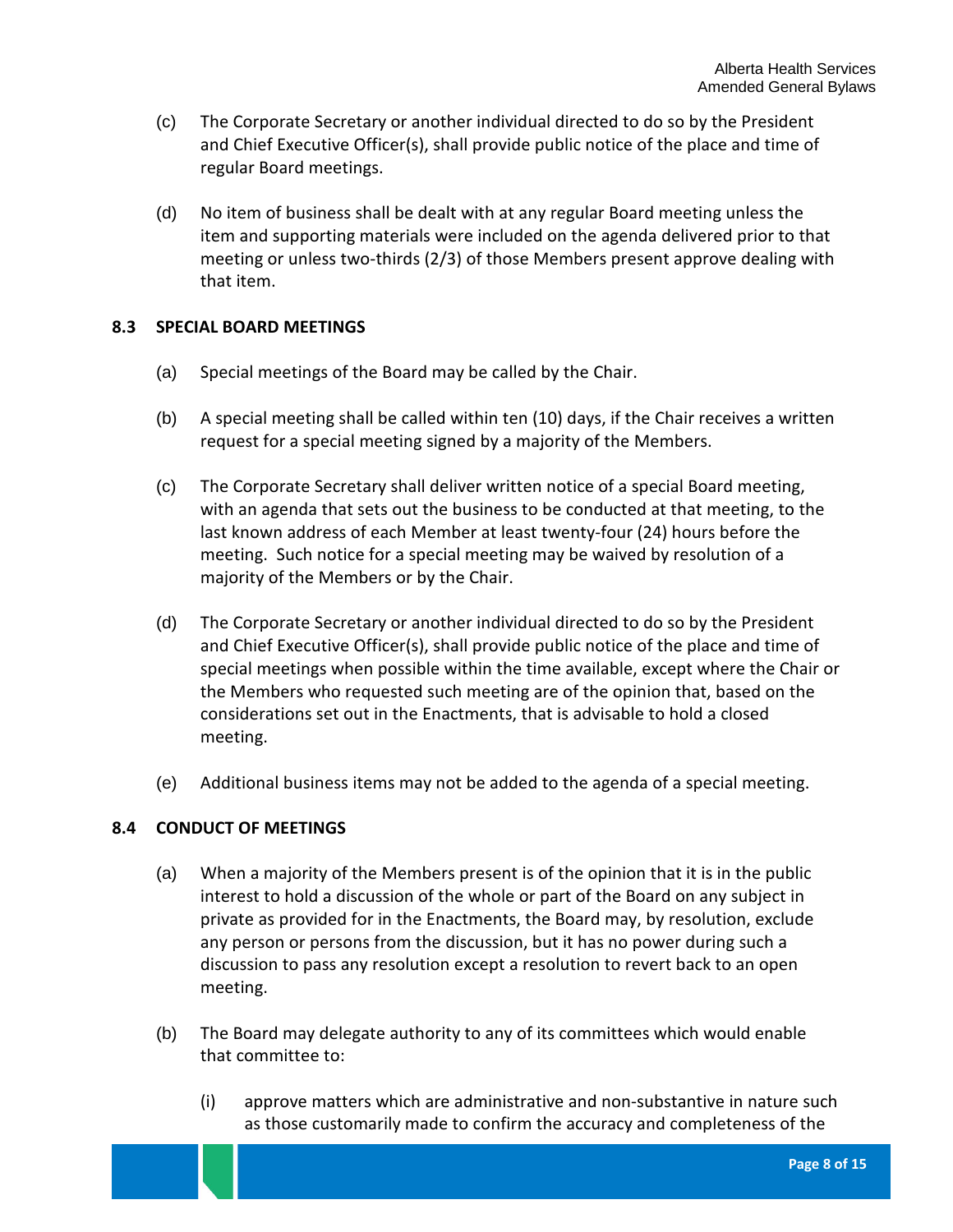(c) The Corporate Secretary or another individual directed to do so by the President and Chief Executive Officer(s), shall provide public notice of the place and time of regular Board meetings.

(d) No item of business shall be dealt with at any regular Board meeting unless the item and supporting materials were included on the agenda delivered prior to that meeting or unless two-thirds (2/3) of those Members present approve dealing with that item.

### 8.3 SPECIAL BOARD MEETINGS

(a) Special meetings of the Board may be called by the Chair.

(b) A special meeting shall be called within ten (10) days, if the Chair receives a written request for a special meeting signed by a majority of the Members.

(c) The Corporate Secretary shall deliver written notice of a special Board meeting, with an agenda that sets out the business to be conducted at that meeting, to the last known address of each Member at least twenty-four (24) hours before the meeting. Such notice for a special meeting may be waived by resolution of a majority of the Members or by the Chair.

(d) The Corporate Secretary or another individual directed to do so by the President and Chief Executive Officer(s), shall provide public notice of the place and time of special meetings when possible within the time available, except where the Chair or the Members who requested such meeting are of the opinion that, based on the considerations set out in the Enactments, that is advisable to hold a closed meeting.

(e) Additional business items may not be added to the agenda of a special meeting.

### 8.4 CONDUCT OF MEETINGS

(a) When a majority of the Members present is of the opinion that it is in the public interest to hold a discussion of the whole or part of the Board on any subject in private as provided for in the Enactments, the Board may, by resolution, exclude any person or persons from the discussion, but it has no power during such a discussion to pass any resolution except a resolution to revert back to an open meeting.

(b) The Board may delegate authority to any of its committees which would enable that committee to:

   (i) approve matters which are administrative and non-substantive in nature such as those customarily made to confirm the accuracy and completeness of the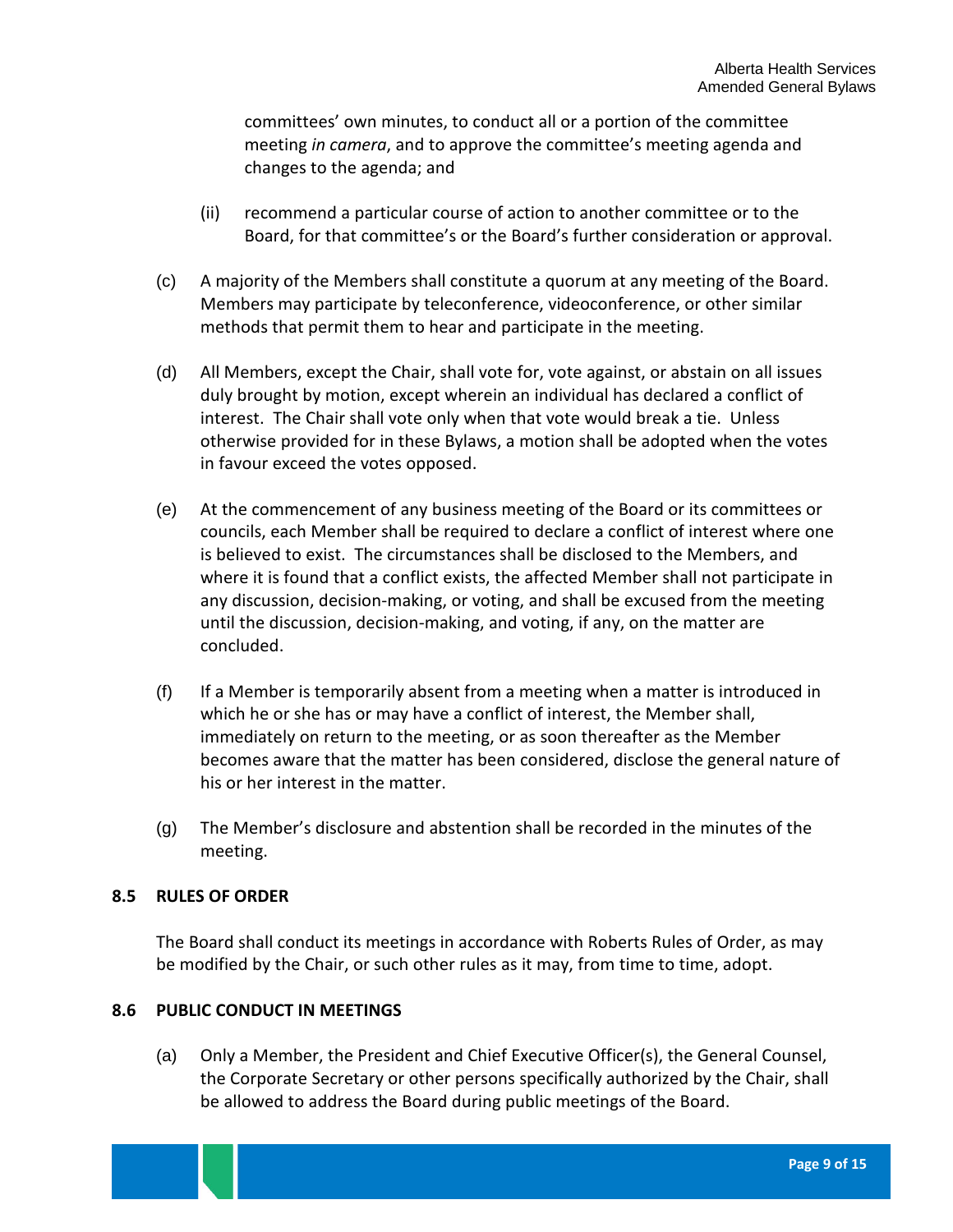committees' own minutes, to conduct all or a portion of the committee meeting *in camera*, and to approve the committee's meeting agenda and changes to the agenda; and

(ii) recommend a particular course of action to another committee or to the Board, for that committee's or the Board's further consideration or approval.

(c) A majority of the Members shall constitute a quorum at any meeting of the Board. Members may participate by teleconference, videoconference, or other similar methods that permit them to hear and participate in the meeting.

(d) All Members, except the Chair, shall vote for, vote against, or abstain on all issues duly brought by motion, except wherein an individual has declared a conflict of interest. The Chair shall vote only when that vote would break a tie. Unless otherwise provided for in these Bylaws, a motion shall be adopted when the votes in favour exceed the votes opposed.

(e) At the commencement of any business meeting of the Board or its committees or councils, each Member shall be required to declare a conflict of interest where one is believed to exist. The circumstances shall be disclosed to the Members, and where it is found that a conflict exists, the affected Member shall not participate in any discussion, decision-making, or voting, and shall be excused from the meeting until the discussion, decision-making, and voting, if any, on the matter are concluded.

(f) If a Member is temporarily absent from a meeting when a matter is introduced in which he or she has or may have a conflict of interest, the Member shall, immediately on return to the meeting, or as soon thereafter as the Member becomes aware that the matter has been considered, disclose the general nature of his or her interest in the matter.

(g) The Member's disclosure and abstention shall be recorded in the minutes of the meeting.

### 8.5 RULES OF ORDER

The Board shall conduct its meetings in accordance with Roberts Rules of Order, as may be modified by the Chair, or such other rules as it may, from time to time, adopt.

### 8.6 PUBLIC CONDUCT IN MEETINGS

(a) Only a Member, the President and Chief Executive Officer(s), the General Counsel, the Corporate Secretary or other persons specifically authorized by the Chair, shall be allowed to address the Board during public meetings of the Board.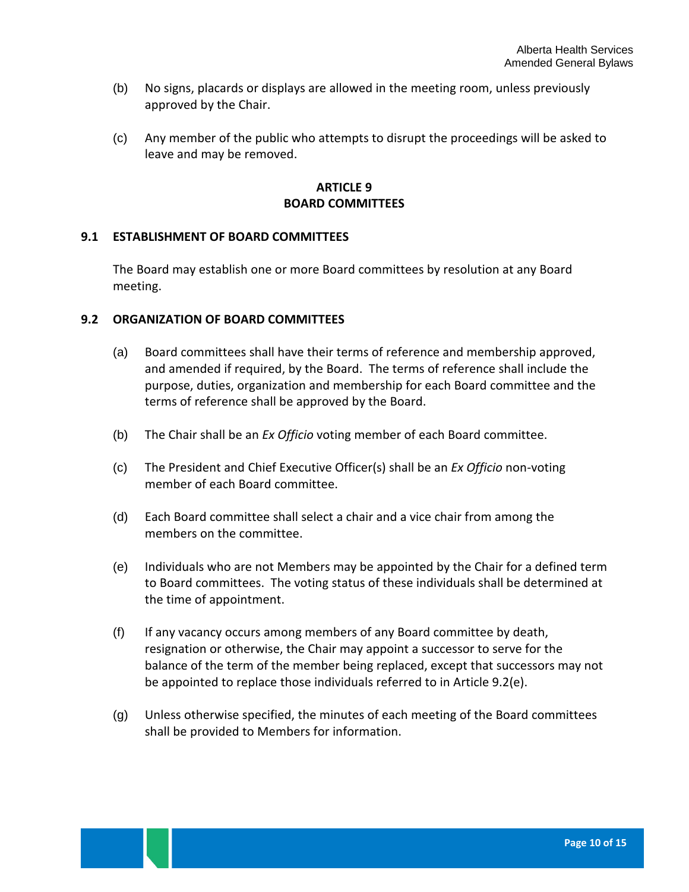(b) No signs, placards or displays are allowed in the meeting room, unless previously approved by the Chair.

(c) Any member of the public who attempts to disrupt the proceedings will be asked to leave and may be removed.

## ARTICLE 9
## BOARD COMMITTEES

### 9.1 ESTABLISHMENT OF BOARD COMMITTEES

The Board may establish one or more Board committees by resolution at any Board meeting.

### 9.2 ORGANIZATION OF BOARD COMMITTEES

(a) Board committees shall have their terms of reference and membership approved, and amended if required, by the Board. The terms of reference shall include the purpose, duties, organization and membership for each Board committee and the terms of reference shall be approved by the Board.

(b) The Chair shall be an *Ex Officio* voting member of each Board committee.

(c) The President and Chief Executive Officer(s) shall be an *Ex Officio* non-voting member of each Board committee.

(d) Each Board committee shall select a chair and a vice chair from among the members on the committee.

(e) Individuals who are not Members may be appointed by the Chair for a defined term to Board committees. The voting status of these individuals shall be determined at the time of appointment.

(f) If any vacancy occurs among members of any Board committee by death, resignation or otherwise, the Chair may appoint a successor to serve for the balance of the term of the member being replaced, except that successors may not be appointed to replace those individuals referred to in Article 9.2(e).

(g) Unless otherwise specified, the minutes of each meeting of the Board committees shall be provided to Members for information.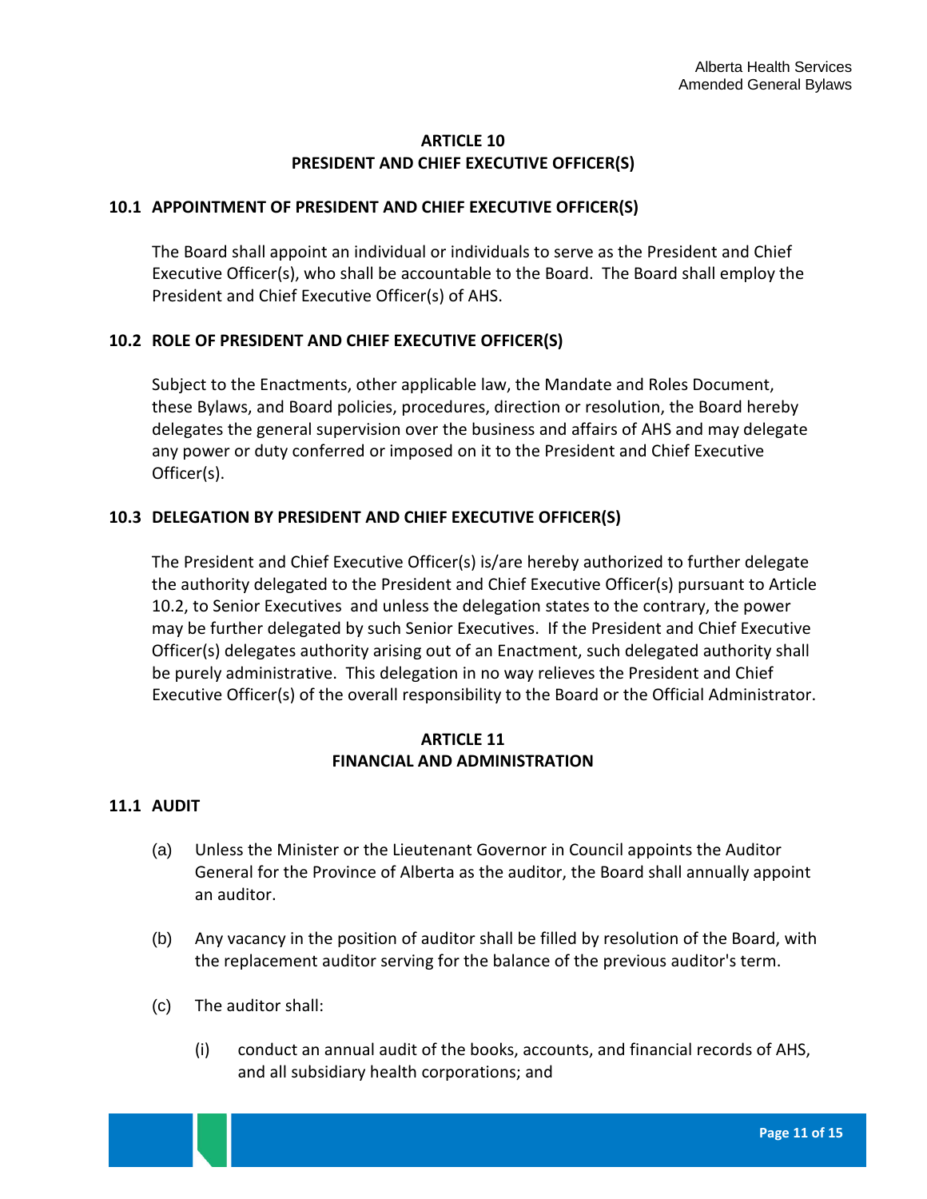## ARTICLE 10
## PRESIDENT AND CHIEF EXECUTIVE OFFICER(S)

### 10.1 APPOINTMENT OF PRESIDENT AND CHIEF EXECUTIVE OFFICER(S)

The Board shall appoint an individual or individuals to serve as the President and Chief Executive Officer(s), who shall be accountable to the Board. The Board shall employ the President and Chief Executive Officer(s) of AHS.

### 10.2 ROLE OF PRESIDENT AND CHIEF EXECUTIVE OFFICER(S)

Subject to the Enactments, other applicable law, the Mandate and Roles Document, these Bylaws, and Board policies, procedures, direction or resolution, the Board hereby delegates the general supervision over the business and affairs of AHS and may delegate any power or duty conferred or imposed on it to the President and Chief Executive Officer(s).

### 10.3 DELEGATION BY PRESIDENT AND CHIEF EXECUTIVE OFFICER(S)

The President and Chief Executive Officer(s) is/are hereby authorized to further delegate the authority delegated to the President and Chief Executive Officer(s) pursuant to Article 10.2, to Senior Executives and unless the delegation states to the contrary, the power may be further delegated by such Senior Executives. If the President and Chief Executive Officer(s) delegates authority arising out of an Enactment, such delegated authority shall be purely administrative. This delegation in no way relieves the President and Chief Executive Officer(s) of the overall responsibility to the Board or the Official Administrator.

## ARTICLE 11
## FINANCIAL AND ADMINISTRATION

### 11.1 AUDIT

(a) Unless the Minister or the Lieutenant Governor in Council appoints the Auditor General for the Province of Alberta as the auditor, the Board shall annually appoint an auditor.

(b) Any vacancy in the position of auditor shall be filled by resolution of the Board, with the replacement auditor serving for the balance of the previous auditor's term.

(c) The auditor shall:

(i) conduct an annual audit of the books, accounts, and financial records of AHS, and all subsidiary health corporations; and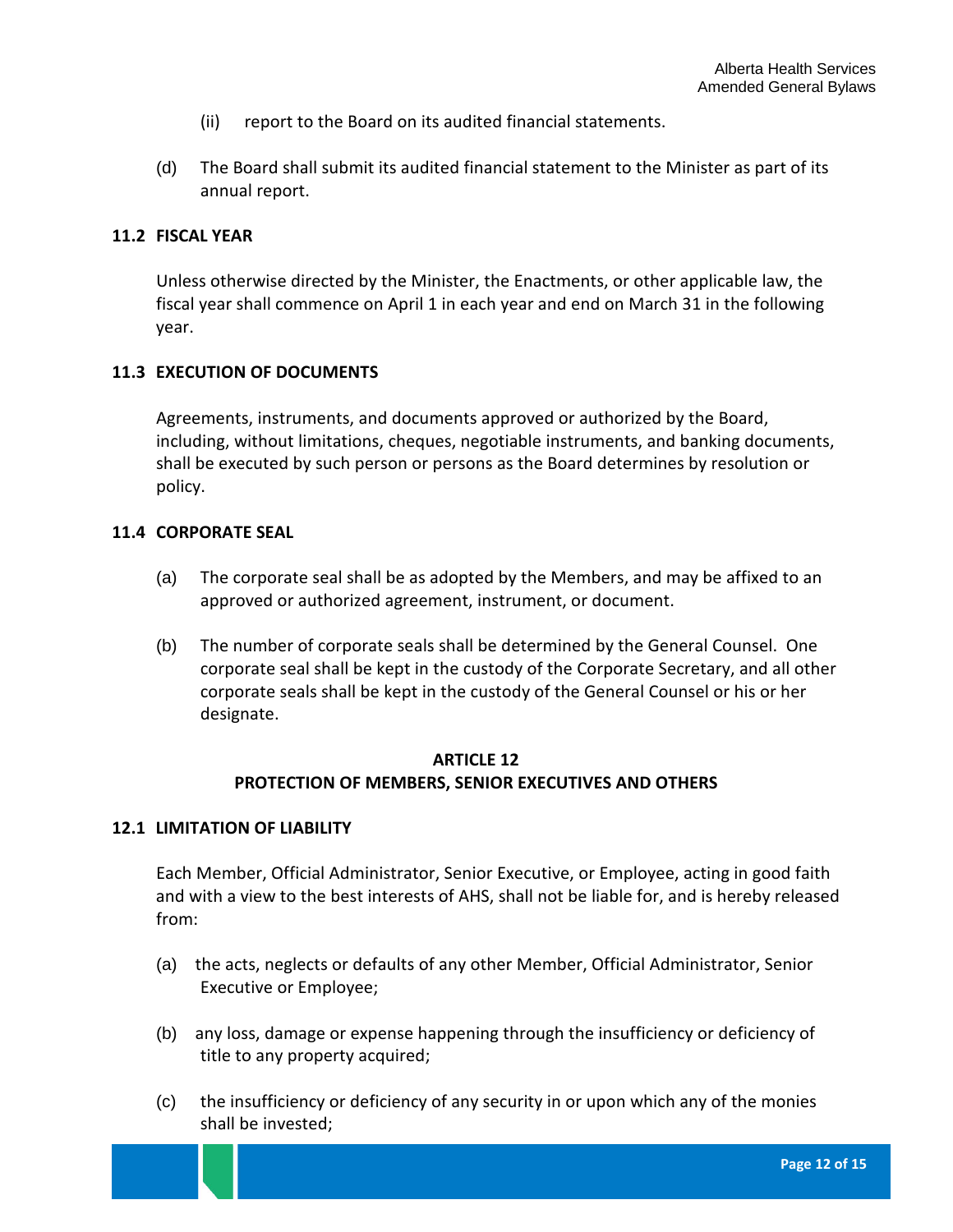(ii) report to the Board on its audited financial statements.

(d) The Board shall submit its audited financial statement to the Minister as part of its annual report.

**11.2 FISCAL YEAR**

Unless otherwise directed by the Minister, the Enactments, or other applicable law, the fiscal year shall commence on April 1 in each year and end on March 31 in the following year.

**11.3 EXECUTION OF DOCUMENTS**

Agreements, instruments, and documents approved or authorized by the Board, including, without limitations, cheques, negotiable instruments, and banking documents, shall be executed by such person or persons as the Board determines by resolution or policy.

**11.4 CORPORATE SEAL**

(a) The corporate seal shall be as adopted by the Members, and may be affixed to an approved or authorized agreement, instrument, or document.

(b) The number of corporate seals shall be determined by the General Counsel. One corporate seal shall be kept in the custody of the Corporate Secretary, and all other corporate seals shall be kept in the custody of the General Counsel or his or her designate.

## ARTICLE 12
## PROTECTION OF MEMBERS, SENIOR EXECUTIVES AND OTHERS

**12.1 LIMITATION OF LIABILITY**

Each Member, Official Administrator, Senior Executive, or Employee, acting in good faith and with a view to the best interests of AHS, shall not be liable for, and is hereby released from:

(a) the acts, neglects or defaults of any other Member, Official Administrator, Senior Executive or Employee;

(b) any loss, damage or expense happening through the insufficiency or deficiency of title to any property acquired;

(c) the insufficiency or deficiency of any security in or upon which any of the monies shall be invested;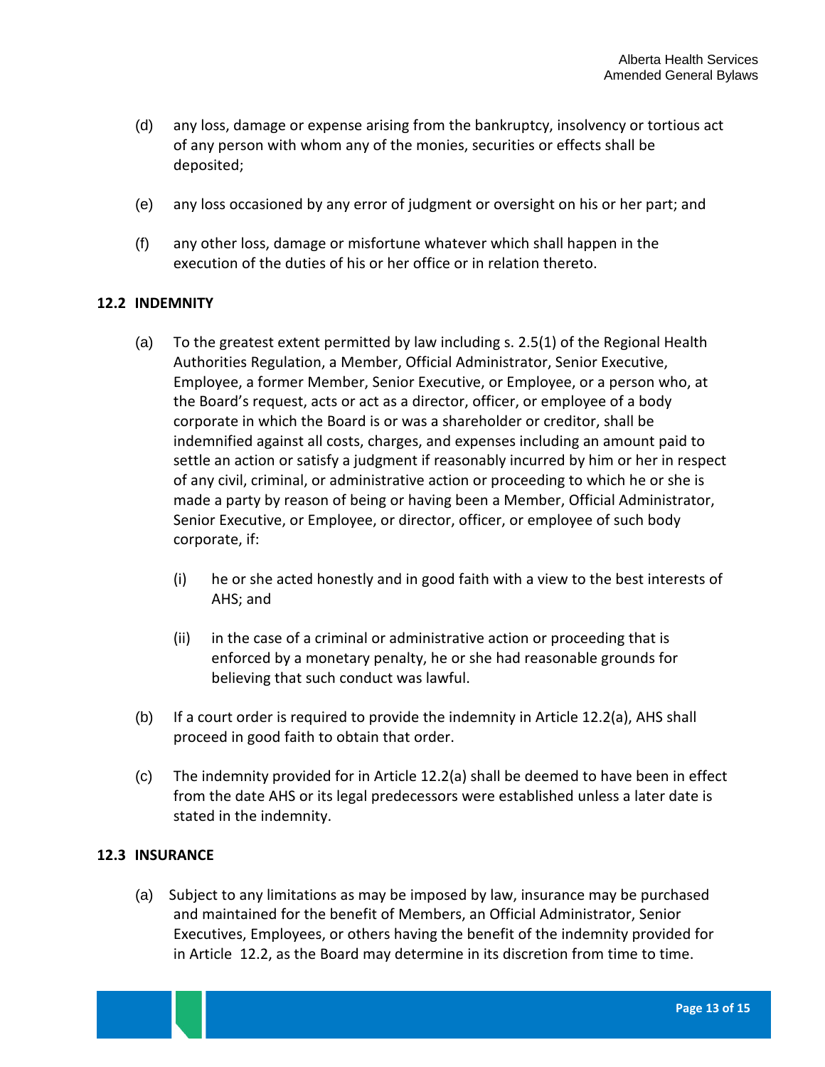(d) any loss, damage or expense arising from the bankruptcy, insolvency or tortious act of any person with whom any of the monies, securities or effects shall be deposited;

(e) any loss occasioned by any error of judgment or oversight on his or her part; and

(f) any other loss, damage or misfortune whatever which shall happen in the execution of the duties of his or her office or in relation thereto.

### 12.2 INDEMNITY

(a) To the greatest extent permitted by law including s. 2.5(1) of the Regional Health Authorities Regulation, a Member, Official Administrator, Senior Executive, Employee, a former Member, Senior Executive, or Employee, or a person who, at the Board's request, acts or act as a director, officer, or employee of a body corporate in which the Board is or was a shareholder or creditor, shall be indemnified against all costs, charges, and expenses including an amount paid to settle an action or satisfy a judgment if reasonably incurred by him or her in respect of any civil, criminal, or administrative action or proceeding to which he or she is made a party by reason of being or having been a Member, Official Administrator, Senior Executive, or Employee, or director, officer, or employee of such body corporate, if:

   (i) he or she acted honestly and in good faith with a view to the best interests of AHS; and

   (ii) in the case of a criminal or administrative action or proceeding that is enforced by a monetary penalty, he or she had reasonable grounds for believing that such conduct was lawful.

(b) If a court order is required to provide the indemnity in Article 12.2(a), AHS shall proceed in good faith to obtain that order.

(c) The indemnity provided for in Article 12.2(a) shall be deemed to have been in effect from the date AHS or its legal predecessors were established unless a later date is stated in the indemnity.

### 12.3 INSURANCE

(a) Subject to any limitations as may be imposed by law, insurance may be purchased and maintained for the benefit of Members, an Official Administrator, Senior Executives, Employees, or others having the benefit of the indemnity provided for in Article 12.2, as the Board may determine in its discretion from time to time.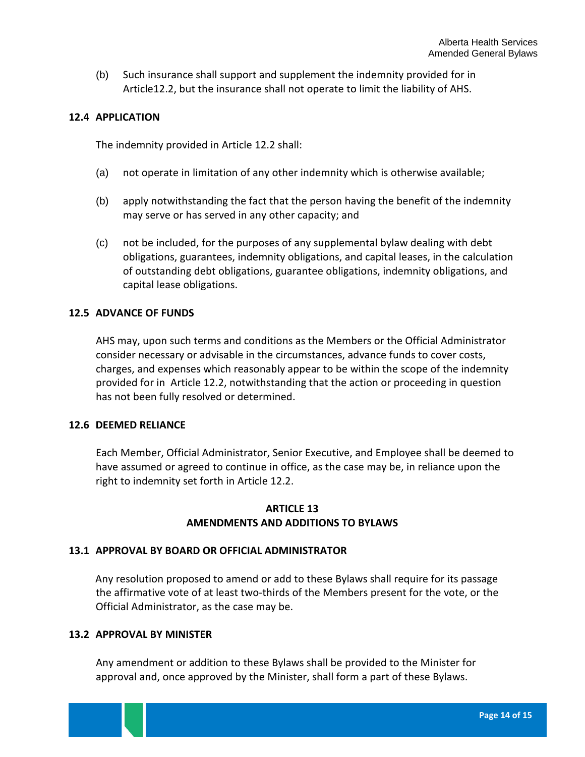(b) Such insurance shall support and supplement the indemnity provided for in Article12.2, but the insurance shall not operate to limit the liability of AHS.

### 12.4 APPLICATION

The indemnity provided in Article 12.2 shall:

(a) not operate in limitation of any other indemnity which is otherwise available;

(b) apply notwithstanding the fact that the person having the benefit of the indemnity may serve or has served in any other capacity; and

(c) not be included, for the purposes of any supplemental bylaw dealing with debt obligations, guarantees, indemnity obligations, and capital leases, in the calculation of outstanding debt obligations, guarantee obligations, indemnity obligations, and capital lease obligations.

### 12.5 ADVANCE OF FUNDS

AHS may, upon such terms and conditions as the Members or the Official Administrator consider necessary or advisable in the circumstances, advance funds to cover costs, charges, and expenses which reasonably appear to be within the scope of the indemnity provided for in Article 12.2, notwithstanding that the action or proceeding in question has not been fully resolved or determined.

### 12.6 DEEMED RELIANCE

Each Member, Official Administrator, Senior Executive, and Employee shall be deemed to have assumed or agreed to continue in office, as the case may be, in reliance upon the right to indemnity set forth in Article 12.2.

## ARTICLE 13
## AMENDMENTS AND ADDITIONS TO BYLAWS

### 13.1 APPROVAL BY BOARD OR OFFICIAL ADMINISTRATOR

Any resolution proposed to amend or add to these Bylaws shall require for its passage the affirmative vote of at least two-thirds of the Members present for the vote, or the Official Administrator, as the case may be.

### 13.2 APPROVAL BY MINISTER

Any amendment or addition to these Bylaws shall be provided to the Minister for approval and, once approved by the Minister, shall form a part of these Bylaws.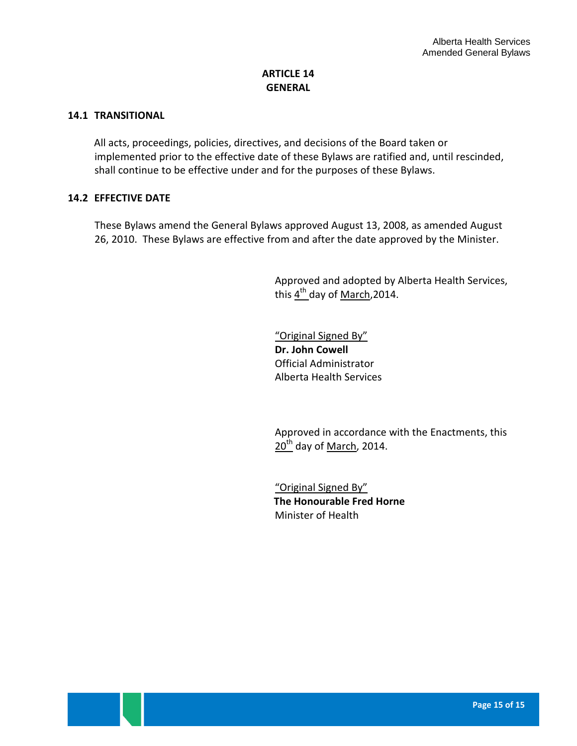## ARTICLE 14
## GENERAL

### 14.1 TRANSITIONAL

All acts, proceedings, policies, directives, and decisions of the Board taken or implemented prior to the effective date of these Bylaws are ratified and, until rescinded, shall continue to be effective under and for the purposes of these Bylaws.

### 14.2 EFFECTIVE DATE

These Bylaws amend the General Bylaws approved August 13, 2008, as amended August 26, 2010. These Bylaws are effective from and after the date approved by the Minister.

Approved and adopted by Alberta Health Services, this 4th day of March,2014.

"Original Signed By"
**Dr. John Cowell**
Official Administrator
Alberta Health Services

Approved in accordance with the Enactments, this 20th day of March, 2014.

"Original Signed By"
**The Honourable Fred Horne**
Minister of Health